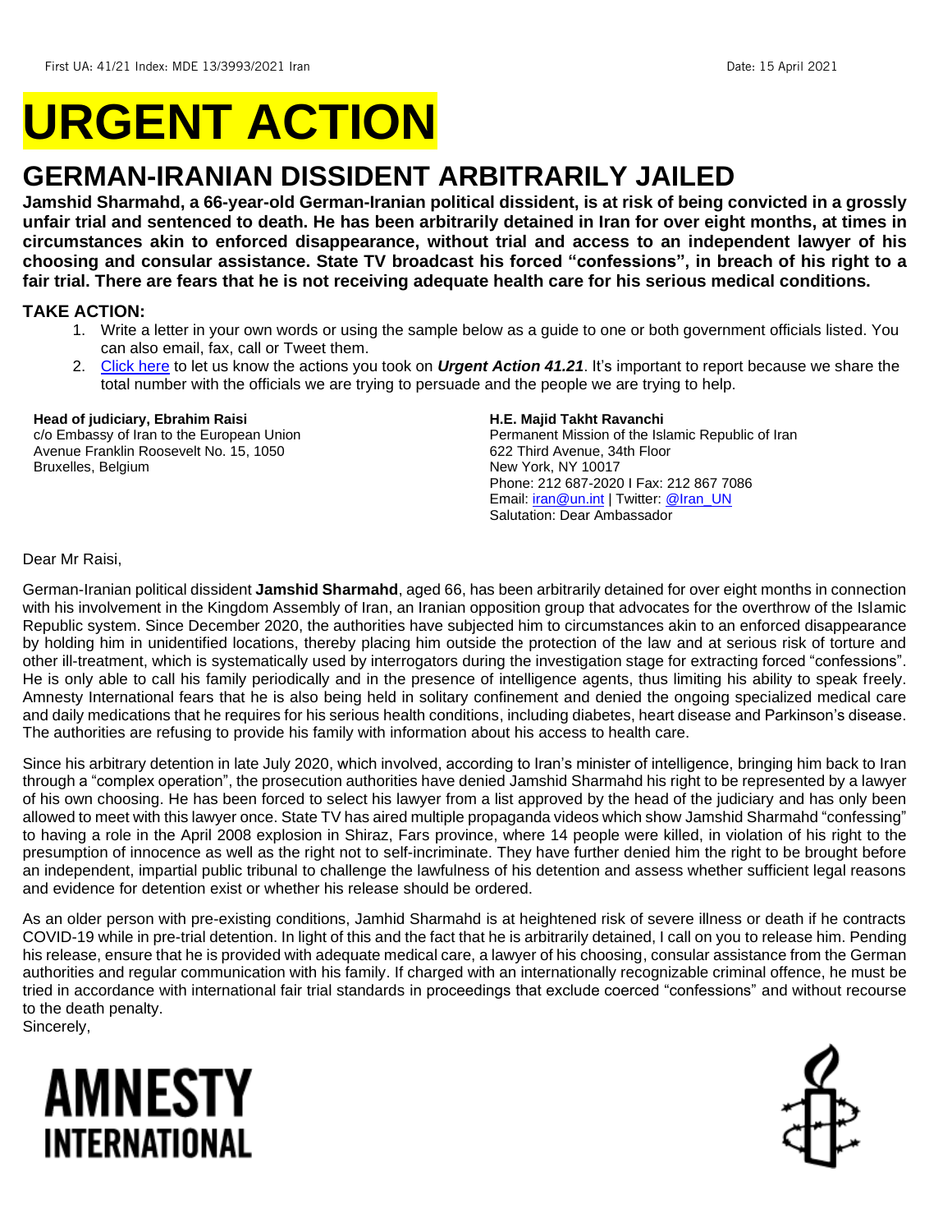First UA: 41/21 Index: MDE 13/3993/2021 Iran Date: 15 April 2021

# URGENT ACTION

## GERMAN-IRANIAN DISSIDENT ARBITRARILY JAILED

**Jamshid Sharmahd, a 66-year-old German-Iranian political dissident, is at risk of being convicted in a grossly unfair trial and sentenced to death. He has been arbitrarily detained in Iran for over eight months, at times in circumstances akin to enforced disappearance, without trial and access to an independent lawyer of his choosing and consular assistance. State TV broadcast his forced "confessions", in breach of his right to a fair trial. There are fears that he is not receiving adequate health care for his serious medical conditions.**

### TAKE ACTION:

1. Write a letter in your own words or using the sample below as a guide to one or both government officials listed. You can also email, fax, call or Tweet them.
2. Click here to let us know the actions you took on ***Urgent Action 41.21***. It's important to report because we share the total number with the officials we are trying to persuade and the people we are trying to help.

**Head of judiciary, Ebrahim Raisi**
c/o Embassy of Iran to the European Union
Avenue Franklin Roosevelt No. 15, 1050
Bruxelles, Belgium

**H.E. Majid Takht Ravanchi**
Permanent Mission of the Islamic Republic of Iran
622 Third Avenue, 34th Floor
New York, NY 10017
Phone: 212 687-2020 I Fax: 212 867 7086
Email: iran@un.int | Twitter: @Iran_UN
Salutation: Dear Ambassador

Dear Mr Raisi,

German-Iranian political dissident **Jamshid Sharmahd**, aged 66, has been arbitrarily detained for over eight months in connection with his involvement in the Kingdom Assembly of Iran, an Iranian opposition group that advocates for the overthrow of the Islamic Republic system. Since December 2020, the authorities have subjected him to circumstances akin to an enforced disappearance by holding him in unidentified locations, thereby placing him outside the protection of the law and at serious risk of torture and other ill-treatment, which is systematically used by interrogators during the investigation stage for extracting forced "confessions". He is only able to call his family periodically and in the presence of intelligence agents, thus limiting his ability to speak freely. Amnesty International fears that he is also being held in solitary confinement and denied the ongoing specialized medical care and daily medications that he requires for his serious health conditions, including diabetes, heart disease and Parkinson's disease. The authorities are refusing to provide his family with information about his access to health care.

Since his arbitrary detention in late July 2020, which involved, according to Iran's minister of intelligence, bringing him back to Iran through a "complex operation", the prosecution authorities have denied Jamshid Sharmahd his right to be represented by a lawyer of his own choosing. He has been forced to select his lawyer from a list approved by the head of the judiciary and has only been allowed to meet with this lawyer once. State TV has aired multiple propaganda videos which show Jamshid Sharmahd "confessing" to having a role in the April 2008 explosion in Shiraz, Fars province, where 14 people were killed, in violation of his right to the presumption of innocence as well as the right not to self-incriminate. They have further denied him the right to be brought before an independent, impartial public tribunal to challenge the lawfulness of his detention and assess whether sufficient legal reasons and evidence for detention exist or whether his release should be ordered.

As an older person with pre-existing conditions, Jamhid Sharmahd is at heightened risk of severe illness or death if he contracts COVID-19 while in pre-trial detention. In light of this and the fact that he is arbitrarily detained, I call on you to release him. Pending his release, ensure that he is provided with adequate medical care, a lawyer of his choosing, consular assistance from the German authorities and regular communication with his family. If charged with an internationally recognizable criminal offence, he must be tried in accordance with international fair trial standards in proceedings that exclude coerced "confessions" and without recourse to the death penalty.

Sincerely,

AMNESTY INTERNATIONAL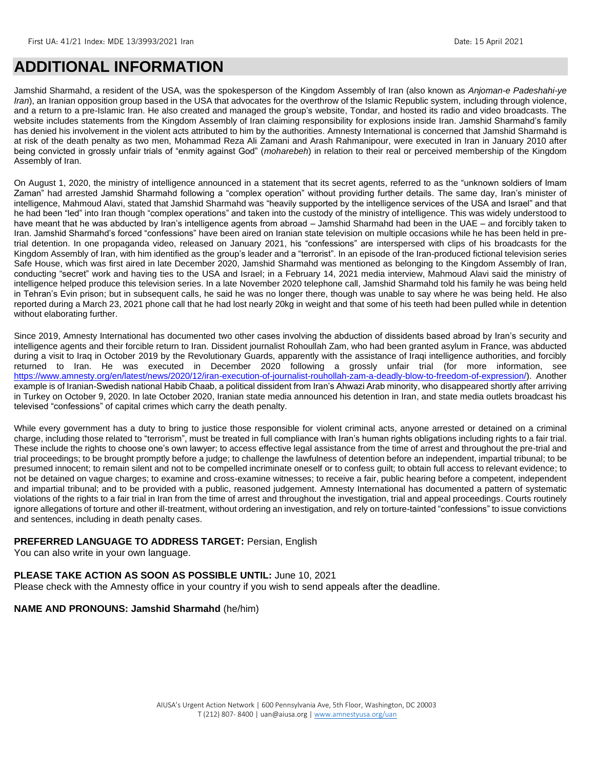# ADDITIONAL INFORMATION

Jamshid Sharmahd, a resident of the USA, was the spokesperson of the Kingdom Assembly of Iran (also known as *Anjoman-e Padeshahi-ye Iran*), an Iranian opposition group based in the USA that advocates for the overthrow of the Islamic Republic system, including through violence, and a return to a pre-Islamic Iran. He also created and managed the group's website, Tondar, and hosted its radio and video broadcasts. The website includes statements from the Kingdom Assembly of Iran claiming responsibility for explosions inside Iran. Jamshid Sharmahd's family has denied his involvement in the violent acts attributed to him by the authorities. Amnesty International is concerned that Jamshid Sharmahd is at risk of the death penalty as two men, Mohammad Reza Ali Zamani and Arash Rahmanipour, were executed in Iran in January 2010 after being convicted in grossly unfair trials of "enmity against God" (*moharebeh*) in relation to their real or perceived membership of the Kingdom Assembly of Iran.

On August 1, 2020, the ministry of intelligence announced in a statement that its secret agents, referred to as the "unknown soldiers of Imam Zaman" had arrested Jamshid Sharmahd following a "complex operation" without providing further details. The same day, Iran's minister of intelligence, Mahmoud Alavi, stated that Jamshid Sharmahd was "heavily supported by the intelligence services of the USA and Israel" and that he had been "led" into Iran though "complex operations" and taken into the custody of the ministry of intelligence. This was widely understood to have meant that he was abducted by Iran's intelligence agents from abroad – Jamshid Sharmahd had been in the UAE – and forcibly taken to Iran. Jamshid Sharmahd's forced "confessions" have been aired on Iranian state television on multiple occasions while he has been held in pre-trial detention. In one propaganda video, released on January 2021, his "confessions" are interspersed with clips of his broadcasts for the Kingdom Assembly of Iran, with him identified as the group's leader and a "terrorist". In an episode of the Iran-produced fictional television series Safe House, which was first aired in late December 2020, Jamshid Sharmahd was mentioned as belonging to the Kingdom Assembly of Iran, conducting "secret" work and having ties to the USA and Israel; in a February 14, 2021 media interview, Mahmoud Alavi said the ministry of intelligence helped produce this television series. In a late November 2020 telephone call, Jamshid Sharmahd told his family he was being held in Tehran's Evin prison; but in subsequent calls, he said he was no longer there, though was unable to say where he was being held. He also reported during a March 23, 2021 phone call that he had lost nearly 20kg in weight and that some of his teeth had been pulled while in detention without elaborating further.

Since 2019, Amnesty International has documented two other cases involving the abduction of dissidents based abroad by Iran's security and intelligence agents and their forcible return to Iran. Dissident journalist Rohoullah Zam, who had been granted asylum in France, was abducted during a visit to Iraq in October 2019 by the Revolutionary Guards, apparently with the assistance of Iraqi intelligence authorities, and forcibly returned to Iran. He was executed in December 2020 following a grossly unfair trial (for more information, see https://www.amnesty.org/en/latest/news/2020/12/iran-execution-of-journalist-rouhollah-zam-a-deadly-blow-to-freedom-of-expression/). Another example is of Iranian-Swedish national Habib Chaab, a political dissident from Iran's Ahwazi Arab minority, who disappeared shortly after arriving in Turkey on October 9, 2020. In late October 2020, Iranian state media announced his detention in Iran, and state media outlets broadcast his televised "confessions" of capital crimes which carry the death penalty.

While every government has a duty to bring to justice those responsible for violent criminal acts, anyone arrested or detained on a criminal charge, including those related to "terrorism", must be treated in full compliance with Iran's human rights obligations including rights to a fair trial. These include the rights to choose one's own lawyer; to access effective legal assistance from the time of arrest and throughout the pre-trial and trial proceedings; to be brought promptly before a judge; to challenge the lawfulness of detention before an independent, impartial tribunal; to be presumed innocent; to remain silent and not to be compelled incriminate oneself or to confess guilt; to obtain full access to relevant evidence; to not be detained on vague charges; to examine and cross-examine witnesses; to receive a fair, public hearing before a competent, independent and impartial tribunal; and to be provided with a public, reasoned judgement. Amnesty International has documented a pattern of systematic violations of the rights to a fair trial in Iran from the time of arrest and throughout the investigation, trial and appeal proceedings. Courts routinely ignore allegations of torture and other ill-treatment, without ordering an investigation, and rely on torture-tainted "confessions" to issue convictions and sentences, including in death penalty cases.

**PREFERRED LANGUAGE TO ADDRESS TARGET:** Persian, English
You can also write in your own language.

**PLEASE TAKE ACTION AS SOON AS POSSIBLE UNTIL:** June 10, 2021
Please check with the Amnesty office in your country if you wish to send appeals after the deadline.

**NAME AND PRONOUNS: Jamshid Sharmahd** (he/him)